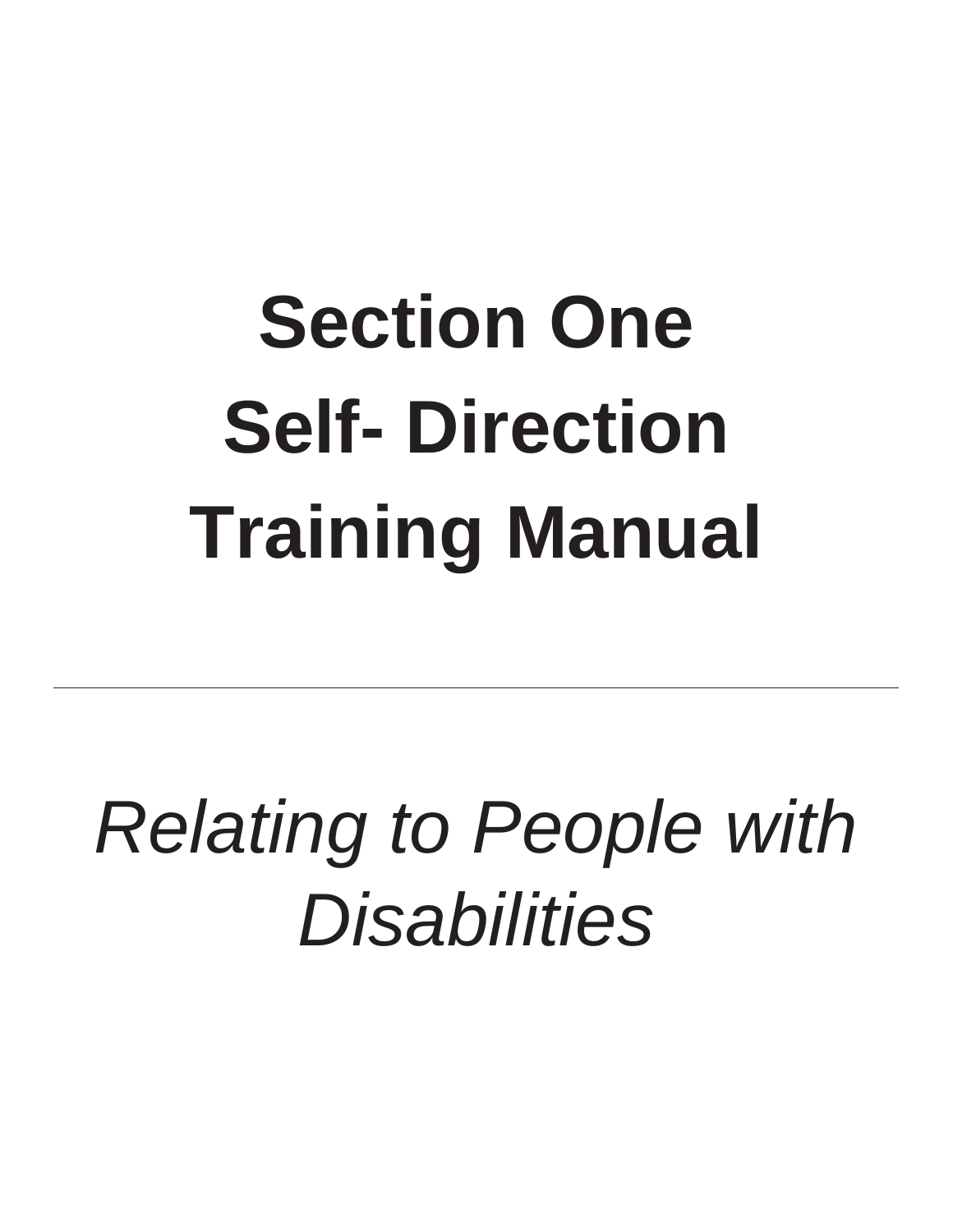# Section One
# Self- Direction
# Training Manual

---

*Relating to People with Disabilities*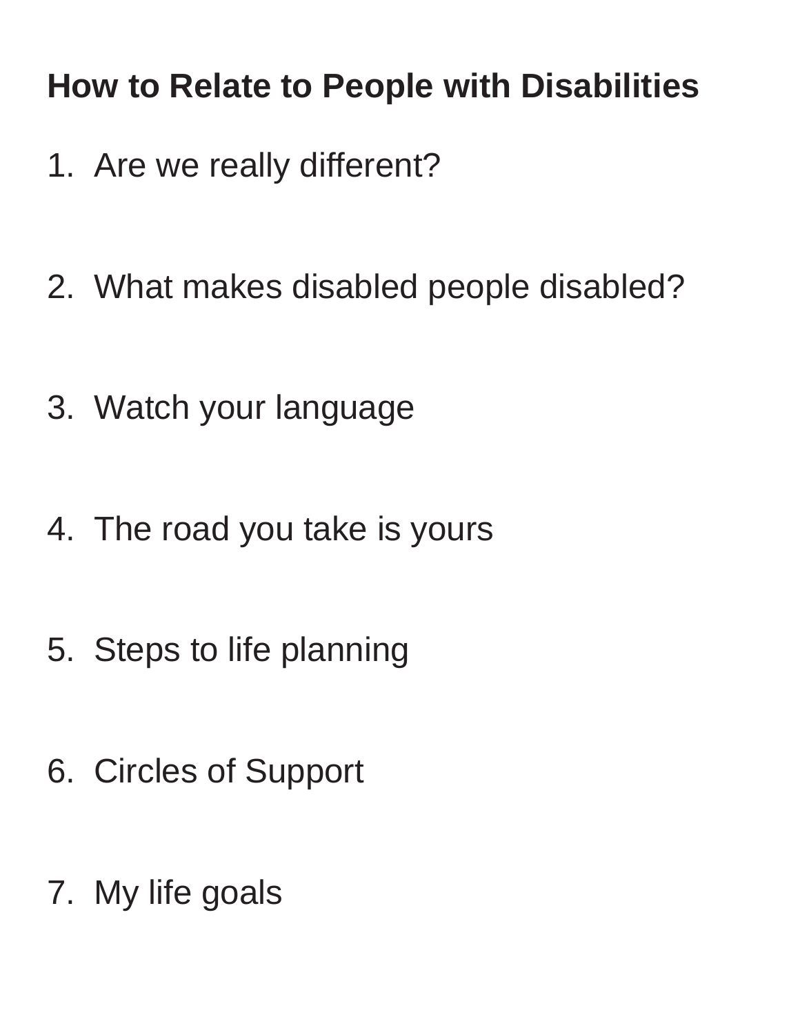**How to Relate to People with Disabilities**

1. Are we really different?

2. What makes disabled people disabled?

3. Watch your language

4. The road you take is yours

5. Steps to life planning

6. Circles of Support

7. My life goals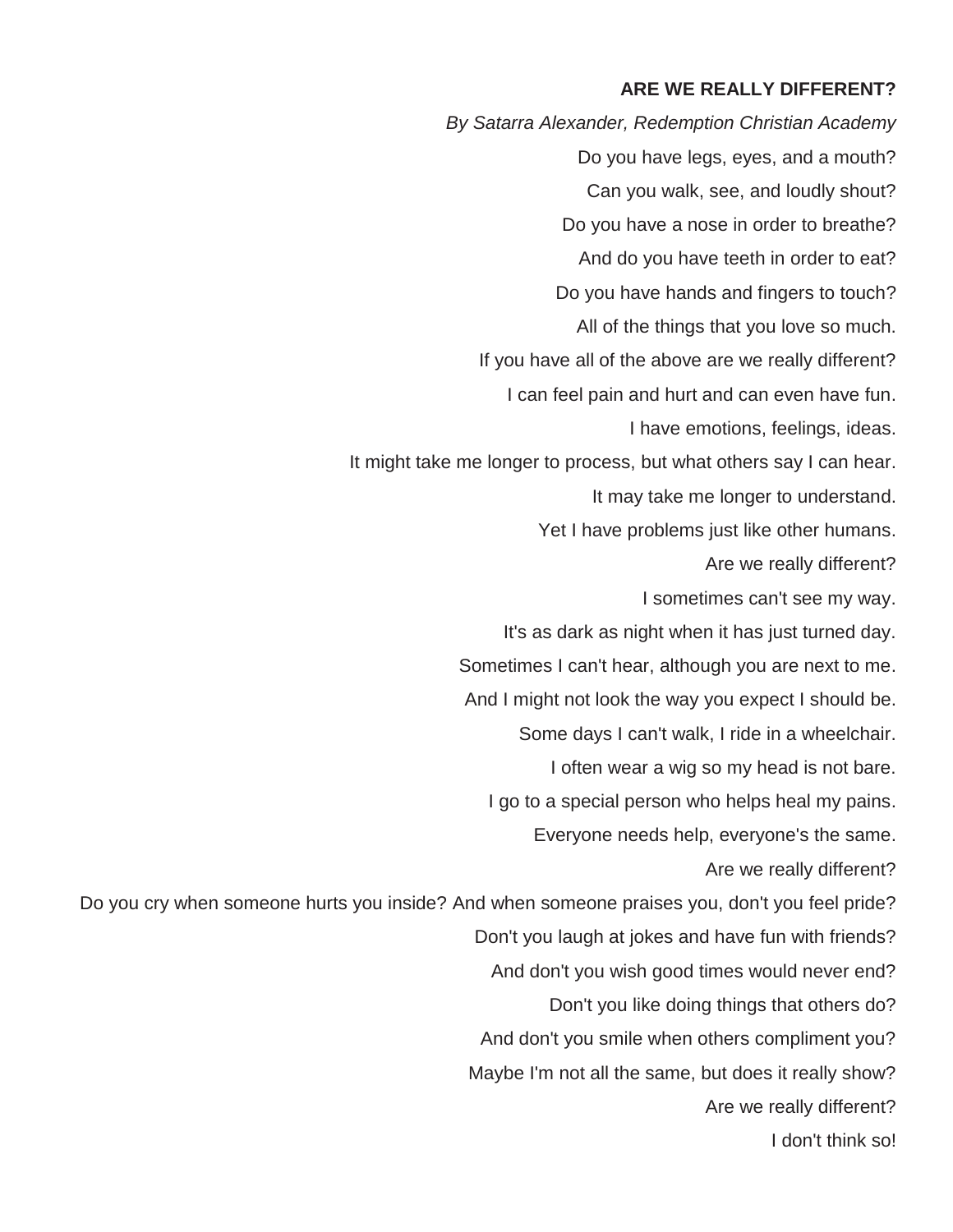**ARE WE REALLY DIFFERENT?**

*By Satarra Alexander, Redemption Christian Academy*

Do you have legs, eyes, and a mouth?
Can you walk, see, and loudly shout?
Do you have a nose in order to breathe?
And do you have teeth in order to eat?
Do you have hands and fingers to touch?
All of the things that you love so much.
If you have all of the above are we really different?
I can feel pain and hurt and can even have fun.
I have emotions, feelings, ideas.
It might take me longer to process, but what others say I can hear.
It may take me longer to understand.
Yet I have problems just like other humans.
Are we really different?
I sometimes can't see my way.
It's as dark as night when it has just turned day.
Sometimes I can't hear, although you are next to me.
And I might not look the way you expect I should be.
Some days I can't walk, I ride in a wheelchair.
I often wear a wig so my head is not bare.
I go to a special person who helps heal my pains.
Everyone needs help, everyone's the same.
Are we really different?
Do you cry when someone hurts you inside? And when someone praises you, don't you feel pride?
Don't you laugh at jokes and have fun with friends?
And don't you wish good times would never end?
Don't you like doing things that others do?
And don't you smile when others compliment you?
Maybe I'm not all the same, but does it really show?
Are we really different?
I don't think so!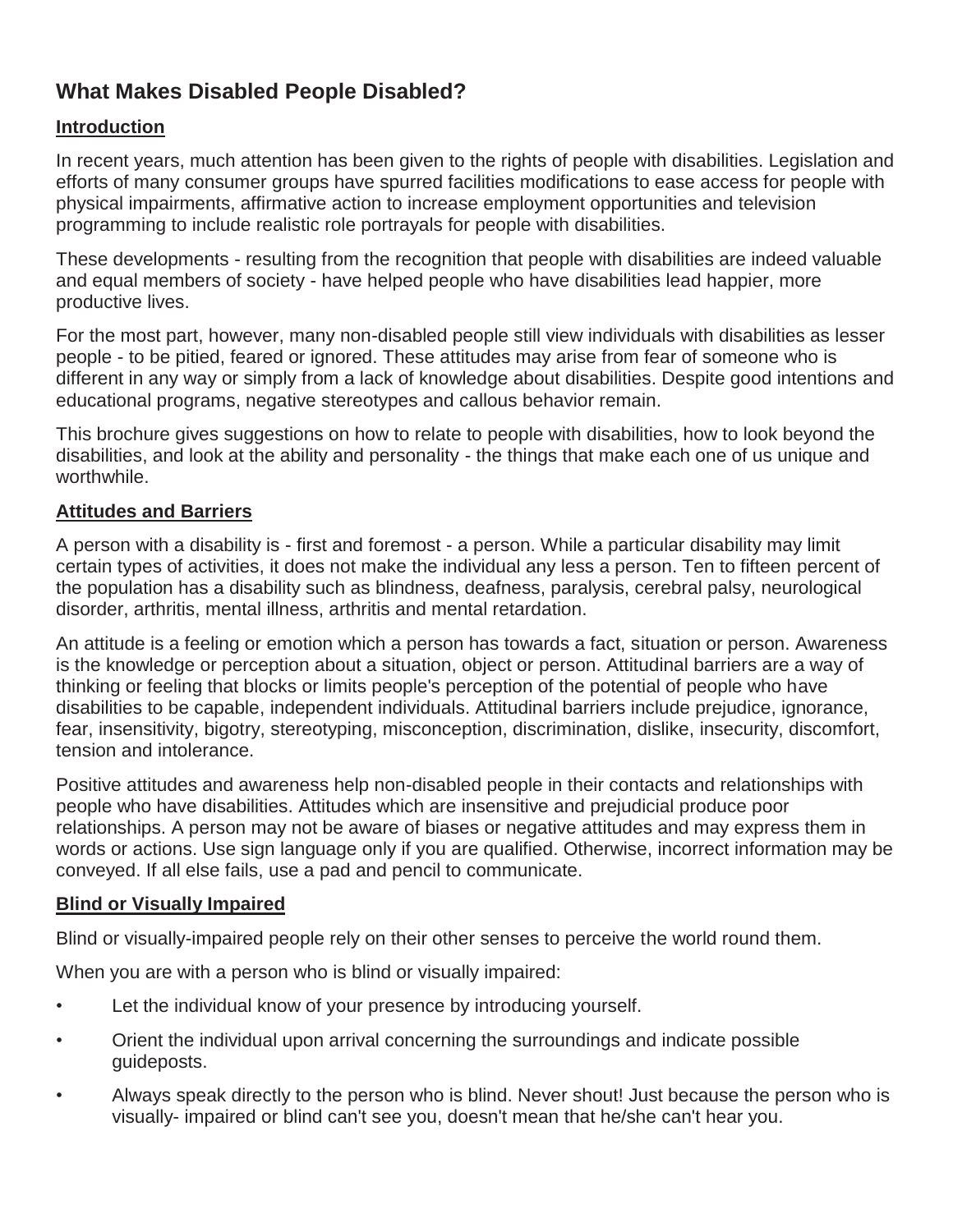## What Makes Disabled People Disabled?

### Introduction

In recent years, much attention has been given to the rights of people with disabilities. Legislation and efforts of many consumer groups have spurred facilities modifications to ease access for people with physical impairments, affirmative action to increase employment opportunities and television programming to include realistic role portrayals for people with disabilities.

These developments - resulting from the recognition that people with disabilities are indeed valuable and equal members of society - have helped people who have disabilities lead happier, more productive lives.

For the most part, however, many non-disabled people still view individuals with disabilities as lesser people - to be pitied, feared or ignored. These attitudes may arise from fear of someone who is different in any way or simply from a lack of knowledge about disabilities. Despite good intentions and educational programs, negative stereotypes and callous behavior remain.

This brochure gives suggestions on how to relate to people with disabilities, how to look beyond the disabilities, and look at the ability and personality - the things that make each one of us unique and worthwhile.

### Attitudes and Barriers

A person with a disability is - first and foremost - a person. While a particular disability may limit certain types of activities, it does not make the individual any less a person. Ten to fifteen percent of the population has a disability such as blindness, deafness, paralysis, cerebral palsy, neurological disorder, arthritis, mental illness, arthritis and mental retardation.

An attitude is a feeling or emotion which a person has towards a fact, situation or person. Awareness is the knowledge or perception about a situation, object or person. Attitudinal barriers are a way of thinking or feeling that blocks or limits people's perception of the potential of people who have disabilities to be capable, independent individuals. Attitudinal barriers include prejudice, ignorance, fear, insensitivity, bigotry, stereotyping, misconception, discrimination, dislike, insecurity, discomfort, tension and intolerance.

Positive attitudes and awareness help non-disabled people in their contacts and relationships with people who have disabilities. Attitudes which are insensitive and prejudicial produce poor relationships. A person may not be aware of biases or negative attitudes and may express them in words or actions. Use sign language only if you are qualified. Otherwise, incorrect information may be conveyed. If all else fails, use a pad and pencil to communicate.

### Blind or Visually Impaired

Blind or visually-impaired people rely on their other senses to perceive the world round them.

When you are with a person who is blind or visually impaired:

- Let the individual know of your presence by introducing yourself.
- Orient the individual upon arrival concerning the surroundings and indicate possible guideposts.
- Always speak directly to the person who is blind. Never shout! Just because the person who is visually- impaired or blind can't see you, doesn't mean that he/she can't hear you.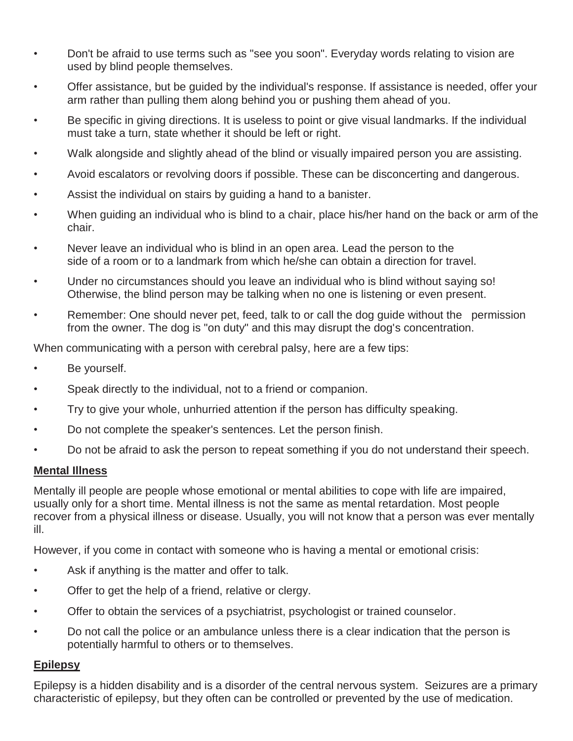- Don't be afraid to use terms such as "see you soon". Everyday words relating to vision are used by blind people themselves.
- Offer assistance, but be guided by the individual's response. If assistance is needed, offer your arm rather than pulling them along behind you or pushing them ahead of you.
- Be specific in giving directions. It is useless to point or give visual landmarks. If the individual must take a turn, state whether it should be left or right.
- Walk alongside and slightly ahead of the blind or visually impaired person you are assisting.
- Avoid escalators or revolving doors if possible. These can be disconcerting and dangerous.
- Assist the individual on stairs by guiding a hand to a banister.
- When guiding an individual who is blind to a chair, place his/her hand on the back or arm of the chair.
- Never leave an individual who is blind in an open area. Lead the person to the side of a room or to a landmark from which he/she can obtain a direction for travel.
- Under no circumstances should you leave an individual who is blind without saying so! Otherwise, the blind person may be talking when no one is listening or even present.
- Remember: One should never pet, feed, talk to or call the dog guide without the permission from the owner. The dog is "on duty" and this may disrupt the dog's concentration.

When communicating with a person with cerebral palsy, here are a few tips:

- Be yourself.
- Speak directly to the individual, not to a friend or companion.
- Try to give your whole, unhurried attention if the person has difficulty speaking.
- Do not complete the speaker's sentences. Let the person finish.
- Do not be afraid to ask the person to repeat something if you do not understand their speech.

## Mental Illness

Mentally ill people are people whose emotional or mental abilities to cope with life are impaired, usually only for a short time. Mental illness is not the same as mental retardation. Most people recover from a physical illness or disease. Usually, you will not know that a person was ever mentally ill.

However, if you come in contact with someone who is having a mental or emotional crisis:

- Ask if anything is the matter and offer to talk.
- Offer to get the help of a friend, relative or clergy.
- Offer to obtain the services of a psychiatrist, psychologist or trained counselor.
- Do not call the police or an ambulance unless there is a clear indication that the person is potentially harmful to others or to themselves.

## Epilepsy

Epilepsy is a hidden disability and is a disorder of the central nervous system. Seizures are a primary characteristic of epilepsy, but they often can be controlled or prevented by the use of medication.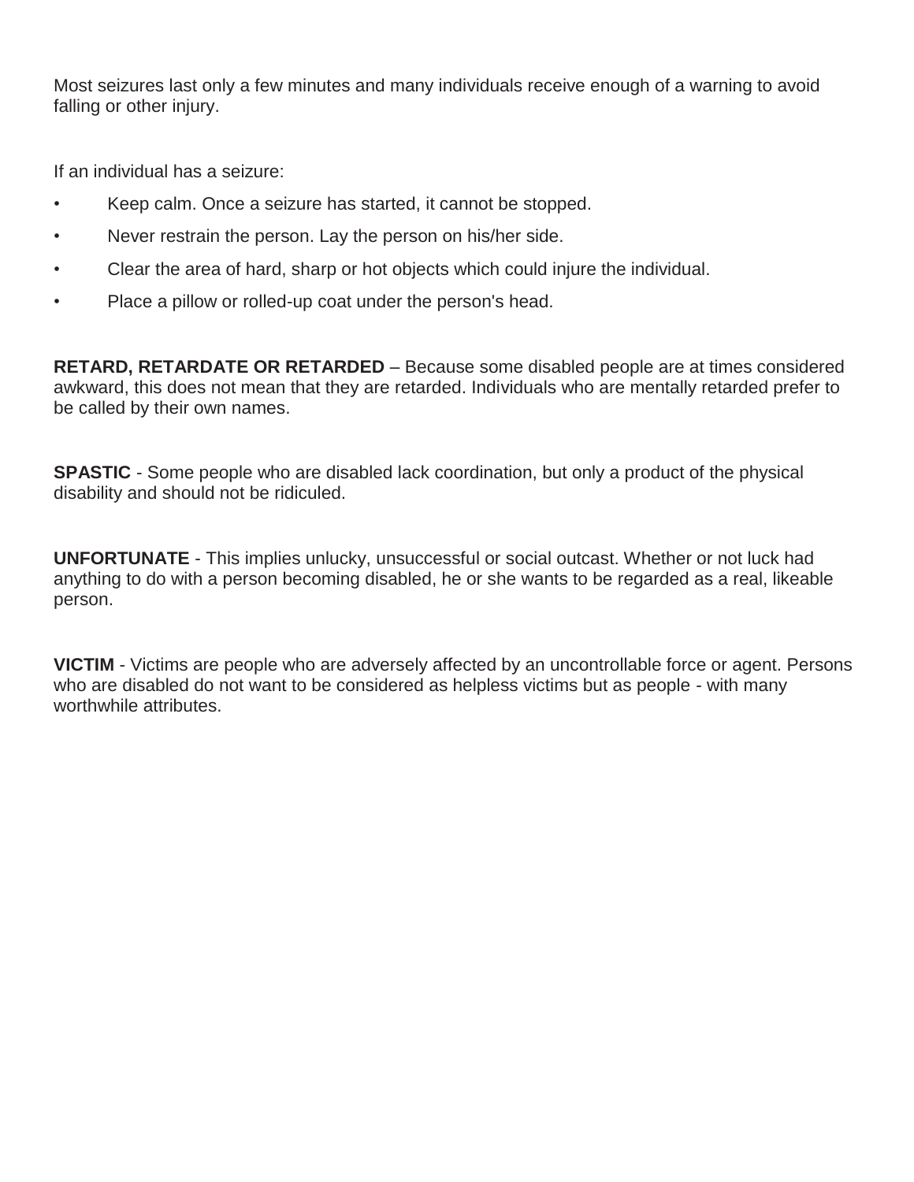Most seizures last only a few minutes and many individuals receive enough of a warning to avoid falling or other injury.

If an individual has a seizure:

- Keep calm. Once a seizure has started, it cannot be stopped.
- Never restrain the person. Lay the person on his/her side.
- Clear the area of hard, sharp or hot objects which could injure the individual.
- Place a pillow or rolled-up coat under the person's head.

**RETARD, RETARDATE OR RETARDED** – Because some disabled people are at times considered awkward, this does not mean that they are retarded. Individuals who are mentally retarded prefer to be called by their own names.

**SPASTIC** - Some people who are disabled lack coordination, but only a product of the physical disability and should not be ridiculed.

**UNFORTUNATE** - This implies unlucky, unsuccessful or social outcast. Whether or not luck had anything to do with a person becoming disabled, he or she wants to be regarded as a real, likeable person.

**VICTIM** - Victims are people who are adversely affected by an uncontrollable force or agent. Persons who are disabled do not want to be considered as helpless victims but as people - with many worthwhile attributes.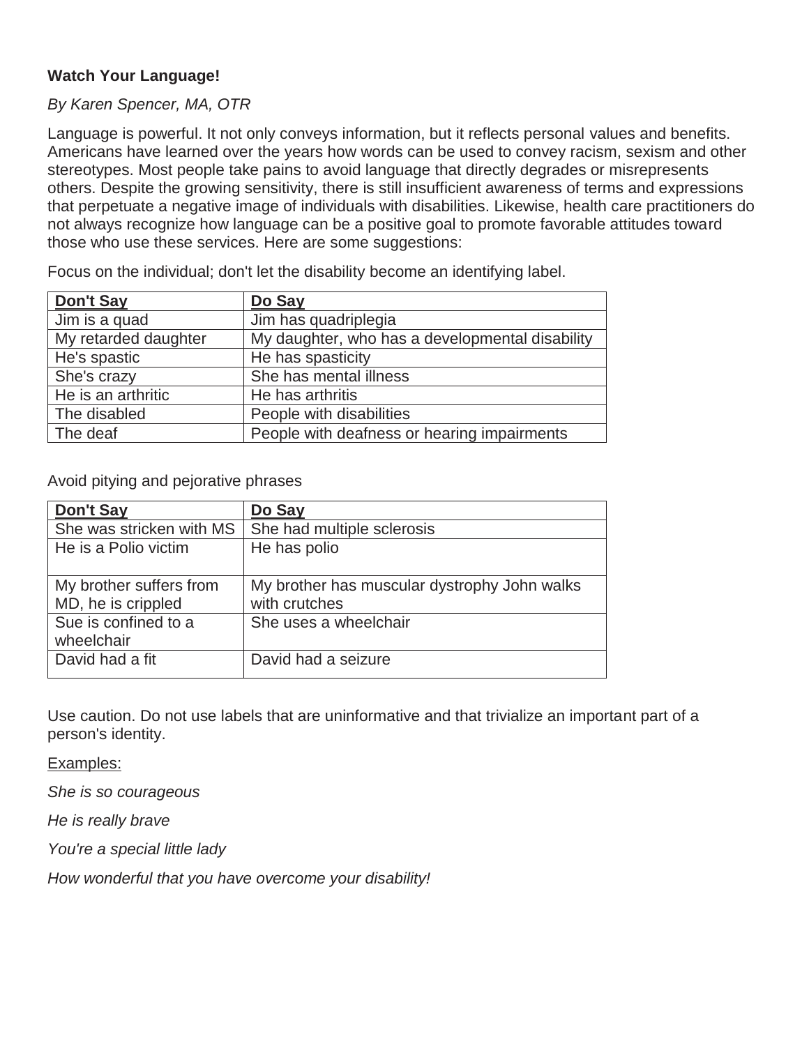**Watch Your Language!**

*By Karen Spencer, MA, OTR*

Language is powerful. It not only conveys information, but it reflects personal values and benefits. Americans have learned over the years how words can be used to convey racism, sexism and other stereotypes. Most people take pains to avoid language that directly degrades or misrepresents others. Despite the growing sensitivity, there is still insufficient awareness of terms and expressions that perpetuate a negative image of individuals with disabilities. Likewise, health care practitioners do not always recognize how language can be a positive goal to promote favorable attitudes toward those who use these services. Here are some suggestions:

Focus on the individual; don't let the disability become an identifying label.

| **Don't Say** | **Do Say** |
|---|---|
| Jim is a quad | Jim has quadriplegia |
| My retarded daughter | My daughter, who has a developmental disability |
| He's spastic | He has spasticity |
| She's crazy | She has mental illness |
| He is an arthritic | He has arthritis |
| The disabled | People with disabilities |
| The deaf | People with deafness or hearing impairments |

Avoid pitying and pejorative phrases

| **Don't Say** | **Do Say** |
|---|---|
| She was stricken with MS | She had multiple sclerosis |
| He is a Polio victim | He has polio |
| My brother suffers from MD, he is crippled | My brother has muscular dystrophy John walks with crutches |
| Sue is confined to a wheelchair | She uses a wheelchair |
| David had a fit | David had a seizure |

Use caution. Do not use labels that are uninformative and that trivialize an important part of a person's identity.

Examples:

*She is so courageous*

*He is really brave*

*You're a special little lady*

*How wonderful that you have overcome your disability!*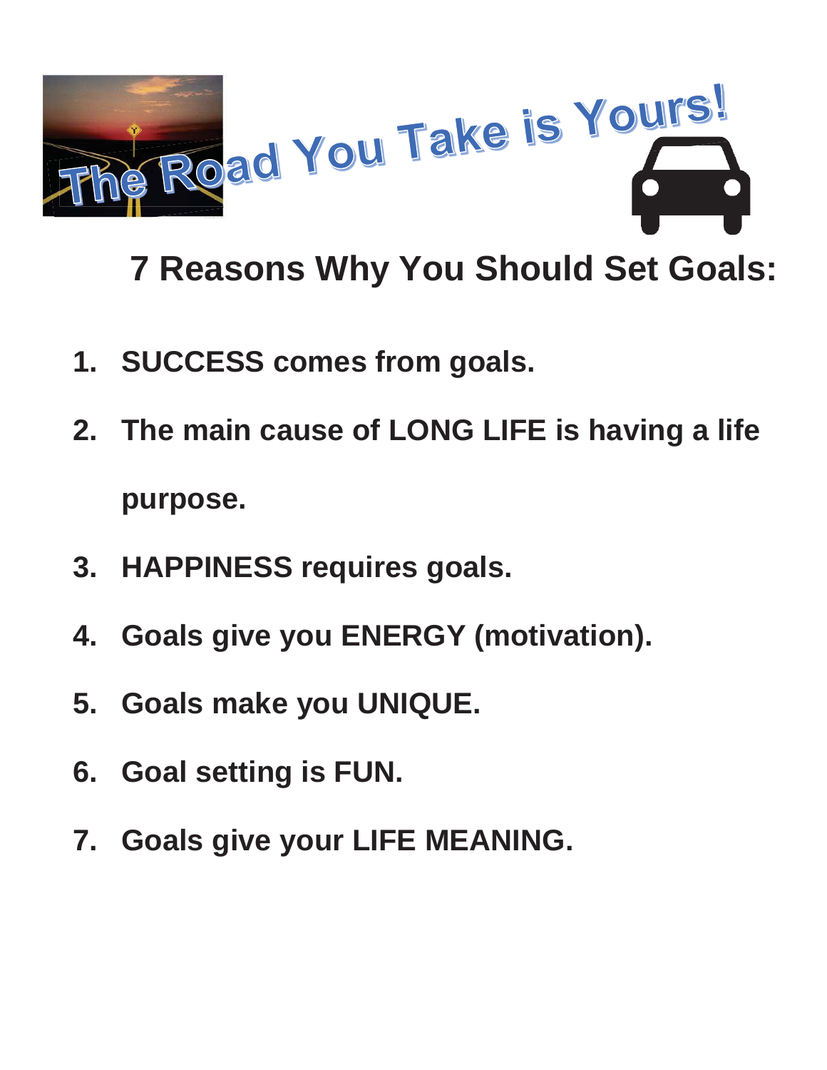# The Road You Take is Yours!

## 7 Reasons Why You Should Set Goals:

1. **SUCCESS comes from goals.**
2. **The main cause of LONG LIFE is having a life purpose.**
3. **HAPPINESS requires goals.**
4. **Goals give you ENERGY (motivation).**
5. **Goals make you UNIQUE.**
6. **Goal setting is FUN.**
7. **Goals give your LIFE MEANING.**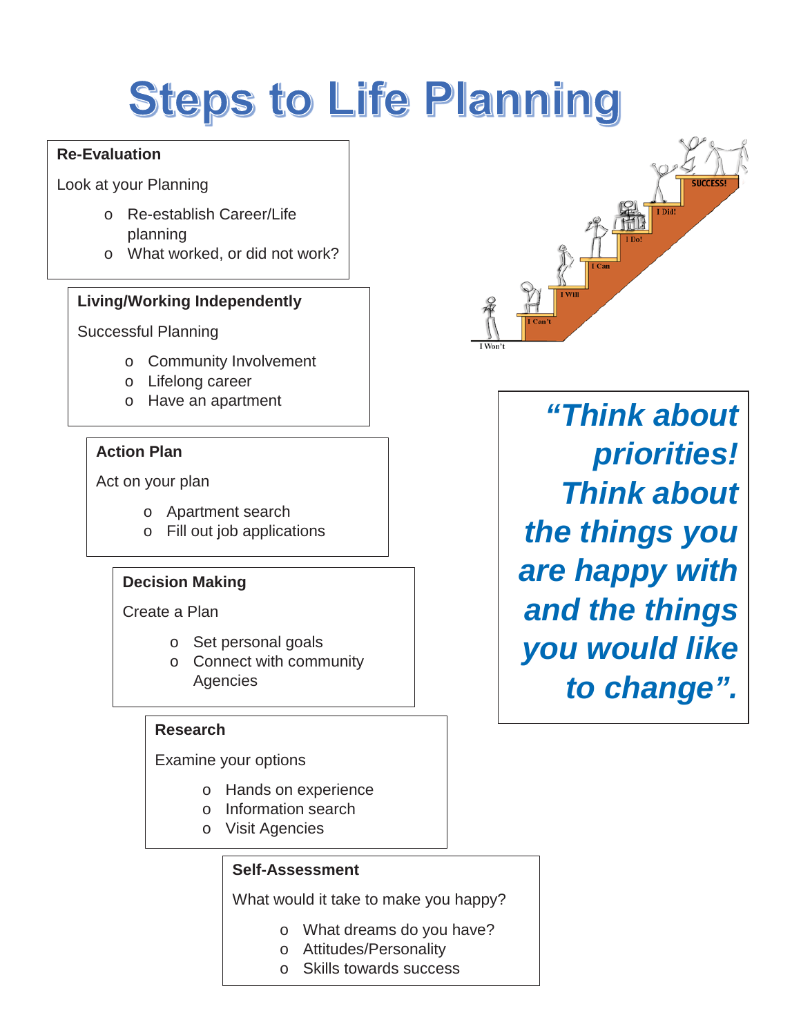# Steps to Life Planning

**Re-Evaluation**

Look at your Planning

- Re-establish Career/Life planning
- What worked, or did not work?

**Living/Working Independently**

Successful Planning

- Community Involvement
- Lifelong career
- Have an apartment

**Action Plan**

Act on your plan

- Apartment search
- Fill out job applications

**Decision Making**

Create a Plan

- Set personal goals
- Connect with community Agencies

**Research**

Examine your options

- Hands on experience
- Information search
- Visit Agencies

**Self-Assessment**

What would it take to make you happy?

- What dreams do you have?
- Attitudes/Personality
- Skills towards success

***"Think about priorities! Think about the things you are happy with and the things you would like to change".***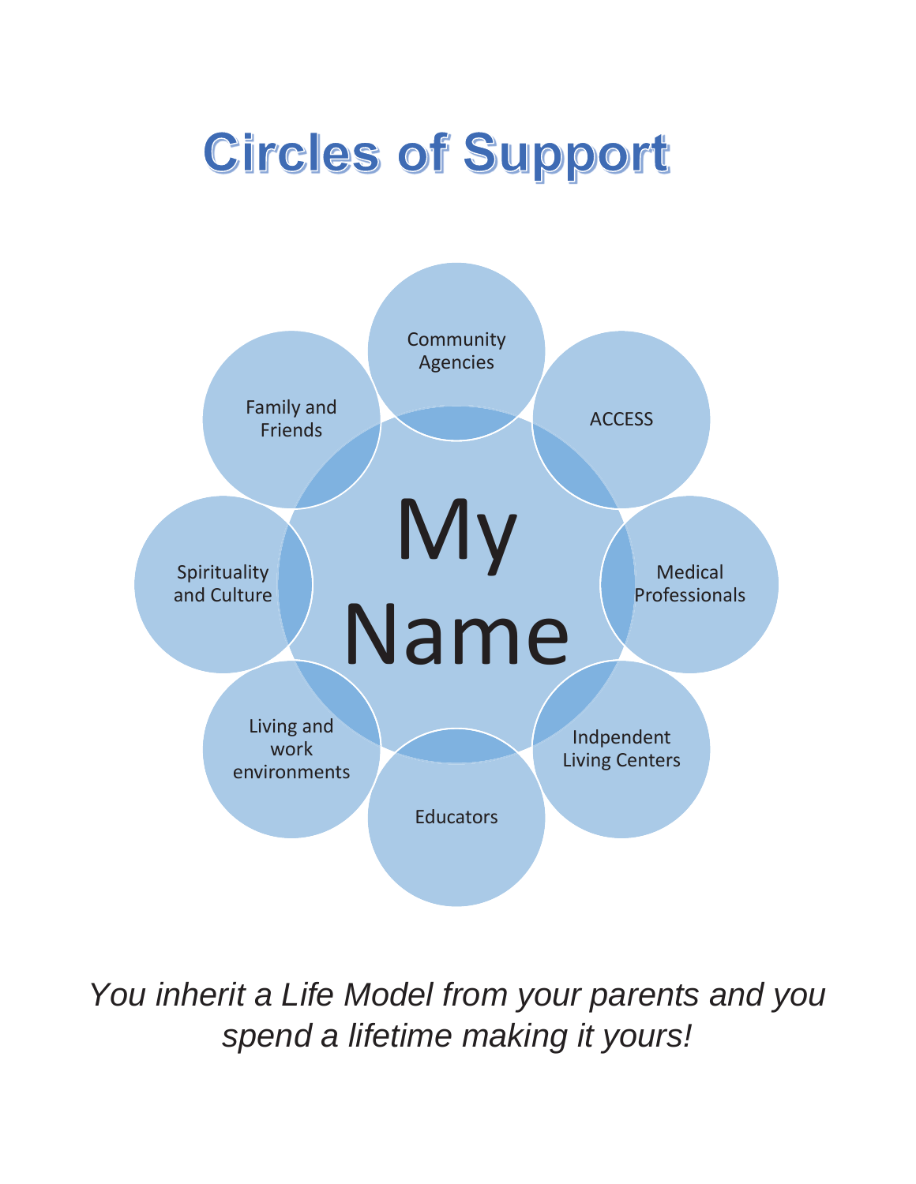# Circles of Support

My Name

- Community Agencies
- ACCESS
- Medical Professionals
- Indpendent Living Centers
- Educators
- Living and work environments
- Spirituality and Culture
- Family and Friends

*You inherit a Life Model from your parents and you spend a lifetime making it yours!*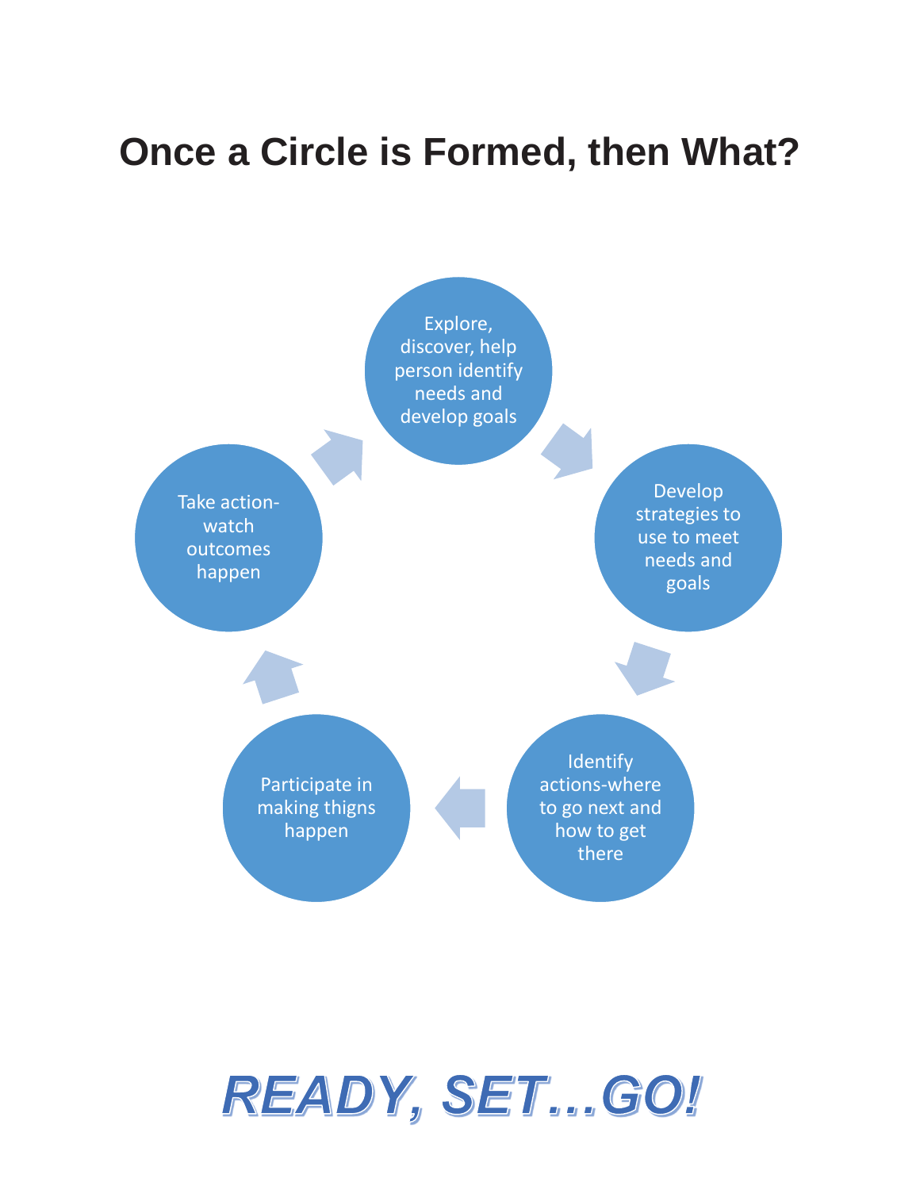# Once a Circle is Formed, then What?

Explore, discover, help person identify needs and develop goals

Develop strategies to use to meet needs and goals

Identify actions-where to go next and how to get there

Participate in making thigns happen

Take action-watch outcomes happen

***READY, SET…GO!***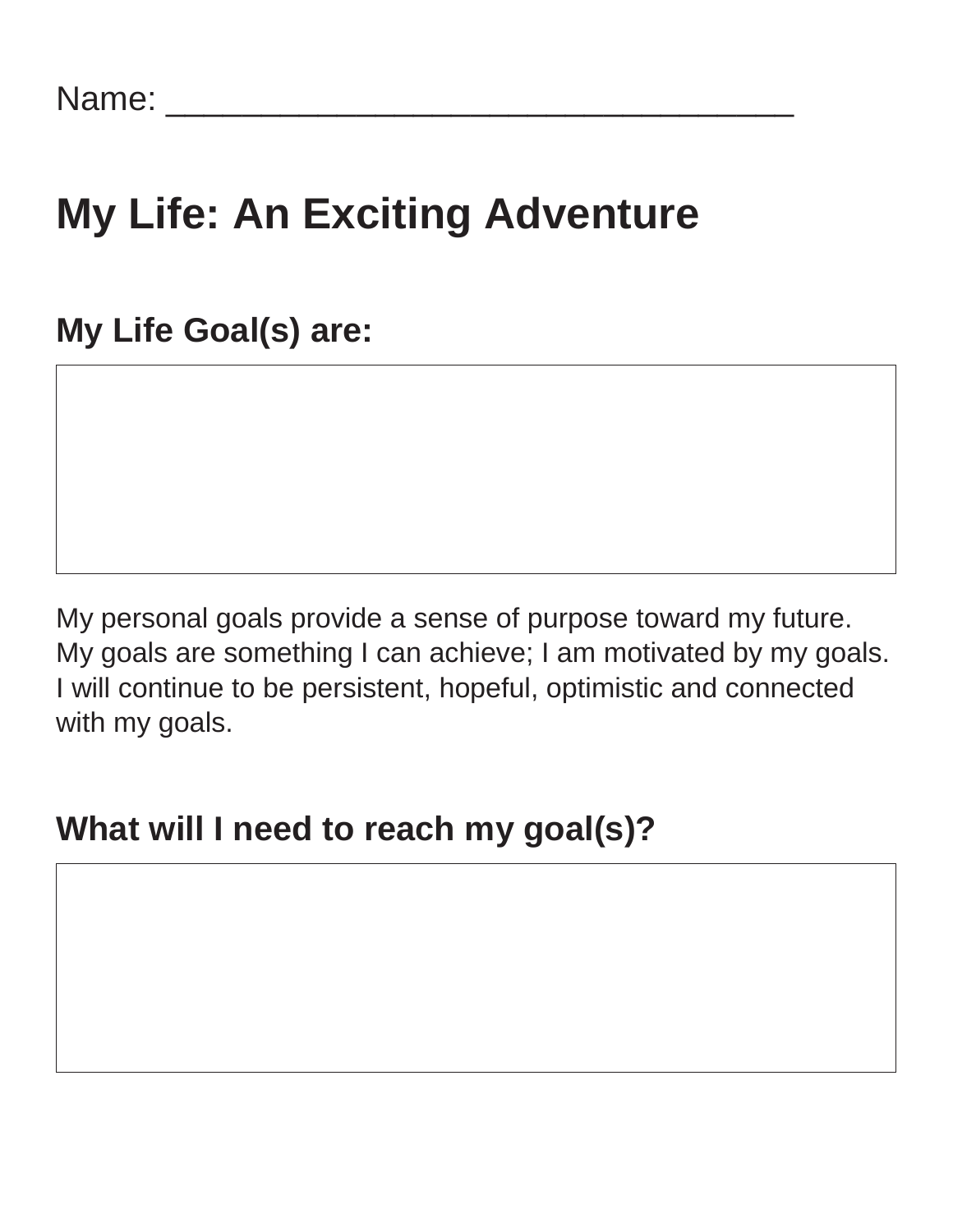Name: ___________________________________

# My Life: An Exciting Adventure

## My Life Goal(s) are:

My personal goals provide a sense of purpose toward my future. My goals are something I can achieve; I am motivated by my goals. I will continue to be persistent, hopeful, optimistic and connected with my goals.

## What will I need to reach my goal(s)?